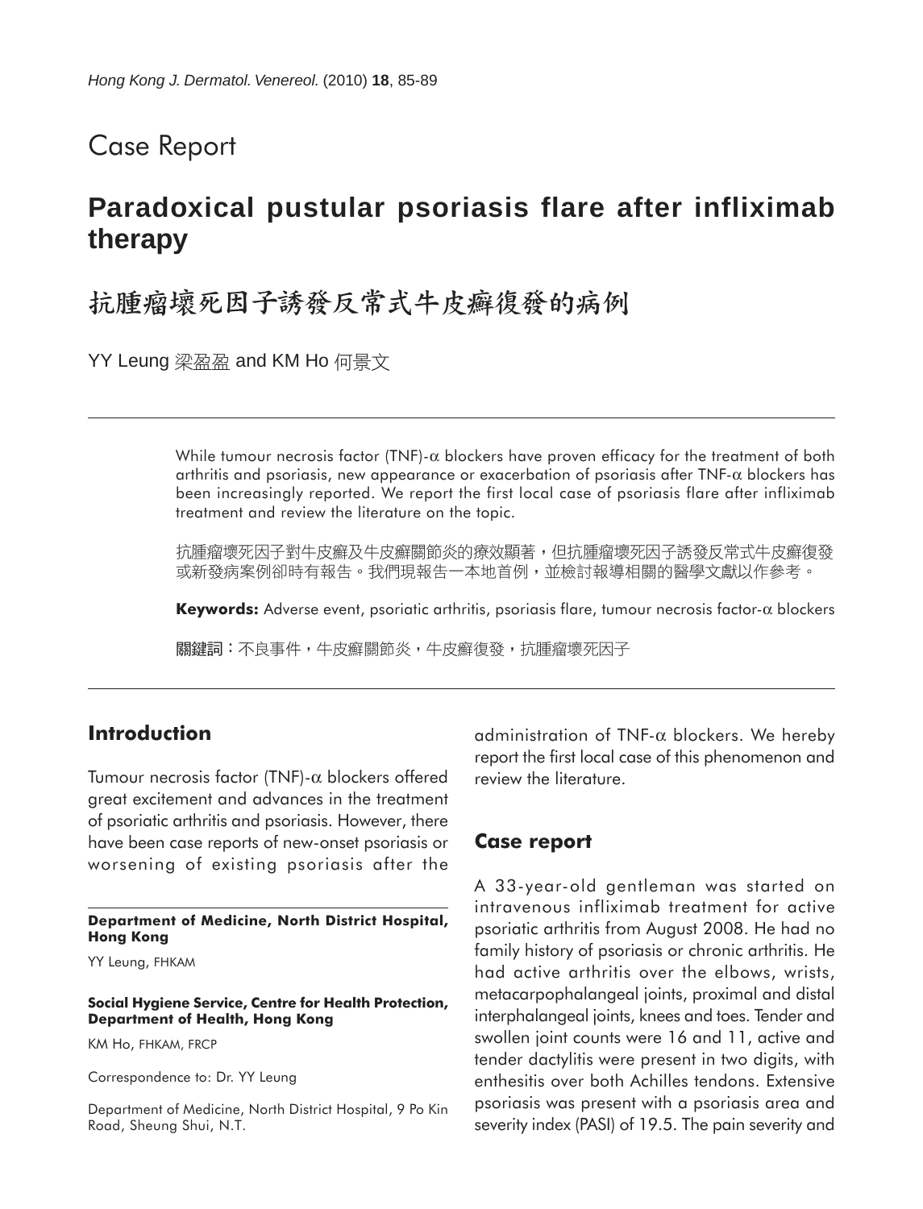Case Report

# Paradoxical pustular psoriasis flare after infliximab therapy

# 抗腫瘤壞死因子誘發反常式牛皮癬復發的病例

YY Leung 梁盈盈 and KM Ho 何景文

While tumour necrosis factor (TNF)-α blockers have proven efficacy for the treatment of both arthritis and psoriasis, new appearance or exacerbation of psoriasis after TNF-α blockers has been increasingly reported. We report the first local case of psoriasis flare after infliximab treatment and review the literature on the topic.

抗腫瘤壞死因子對牛皮癬及牛皮癬關節炎的療效顯著，但抗腫瘤壞死因子誘發反常式牛皮癬復發或新發病案例卻時有報告。我們現報告一本地首例，並檢討報導相關的醫學文獻以作參考。

**Keywords:** Adverse event, psoriatic arthritis, psoriasis flare, tumour necrosis factor-α blockers

**關鍵詞**：不良事件，牛皮癬關節炎，牛皮癬復發，抗腫瘤壞死因子

## Introduction

Tumour necrosis factor (TNF)-α blockers offered great excitement and advances in the treatment of psoriatic arthritis and psoriasis. However, there have been case reports of new-onset psoriasis or worsening of existing psoriasis after the administration of TNF-α blockers. We hereby report the first local case of this phenomenon and review the literature.

## Case report

A 33-year-old gentleman was started on intravenous infliximab treatment for active psoriatic arthritis from August 2008. He had no family history of psoriasis or chronic arthritis. He had active arthritis over the elbows, wrists, metacarpophalangeal joints, proximal and distal interphalangeal joints, knees and toes. Tender and swollen joint counts were 16 and 11, active and tender dactylitis were present in two digits, with enthesitis over both Achilles tendons. Extensive psoriasis was present with a psoriasis area and severity index (PASI) of 19.5. The pain severity and

**Department of Medicine, North District Hospital, Hong Kong**

YY Leung, FHKAM

**Social Hygiene Service, Centre for Health Protection, Department of Health, Hong Kong**

KM Ho, FHKAM, FRCP

Correspondence to: Dr. YY Leung

Department of Medicine, North District Hospital, 9 Po Kin Road, Sheung Shui, N.T.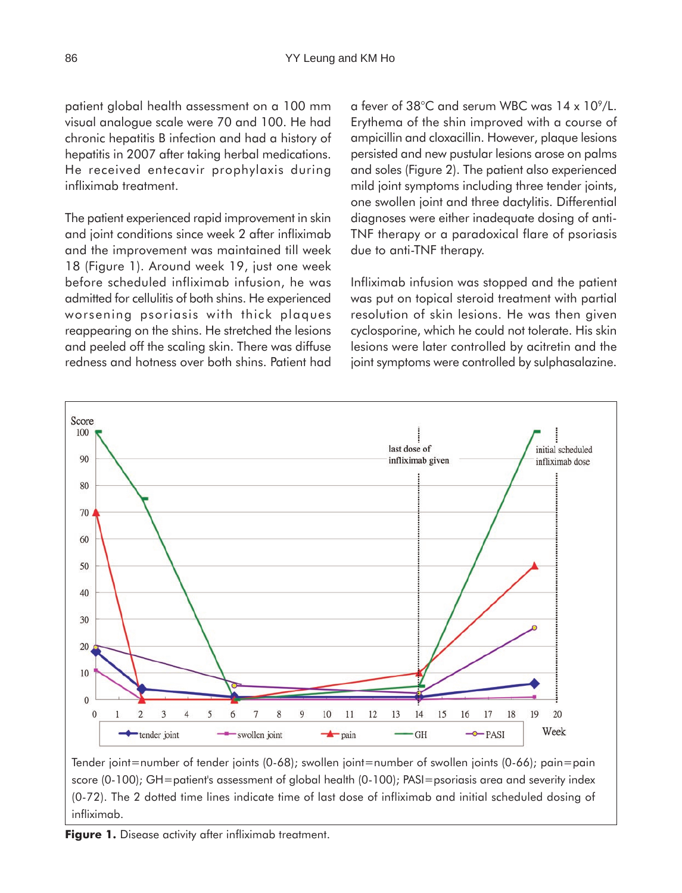patient global health assessment on a 100 mm visual analogue scale were 70 and 100. He had chronic hepatitis B infection and had a history of hepatitis in 2007 after taking herbal medications. He received entecavir prophylaxis during infliximab treatment.

The patient experienced rapid improvement in skin and joint conditions since week 2 after infliximab and the improvement was maintained till week 18 (Figure 1). Around week 19, just one week before scheduled infliximab infusion, he was admitted for cellulitis of both shins. He experienced worsening psoriasis with thick plaques reappearing on the shins. He stretched the lesions and peeled off the scaling skin. There was diffuse redness and hotness over both shins. Patient had a fever of 38°C and serum WBC was 14 x $10^9$/L. Erythema of the shin improved with a course of ampicillin and cloxacillin. However, plaque lesions persisted and new pustular lesions arose on palms and soles (Figure 2). The patient also experienced mild joint symptoms including three tender joints, one swollen joint and three dactylitis. Differential diagnoses were either inadequate dosing of anti-TNF therapy or a paradoxical flare of psoriasis due to anti-TNF therapy.

Infliximab infusion was stopped and the patient was put on topical steroid treatment with partial resolution of skin lesions. He was then given cyclosporine, which he could not tolerate. His skin lesions were later controlled by acitretin and the joint symptoms were controlled by sulphasalazine.

Tender joint=number of tender joints (0-68); swollen joint=number of swollen joints (0-66); pain=pain score (0-100); GH=patient's assessment of global health (0-100); PASI=psoriasis area and severity index (0-72). The 2 dotted time lines indicate time of last dose of infliximab and initial scheduled dosing of infliximab.

**Figure 1.** Disease activity after infliximab treatment.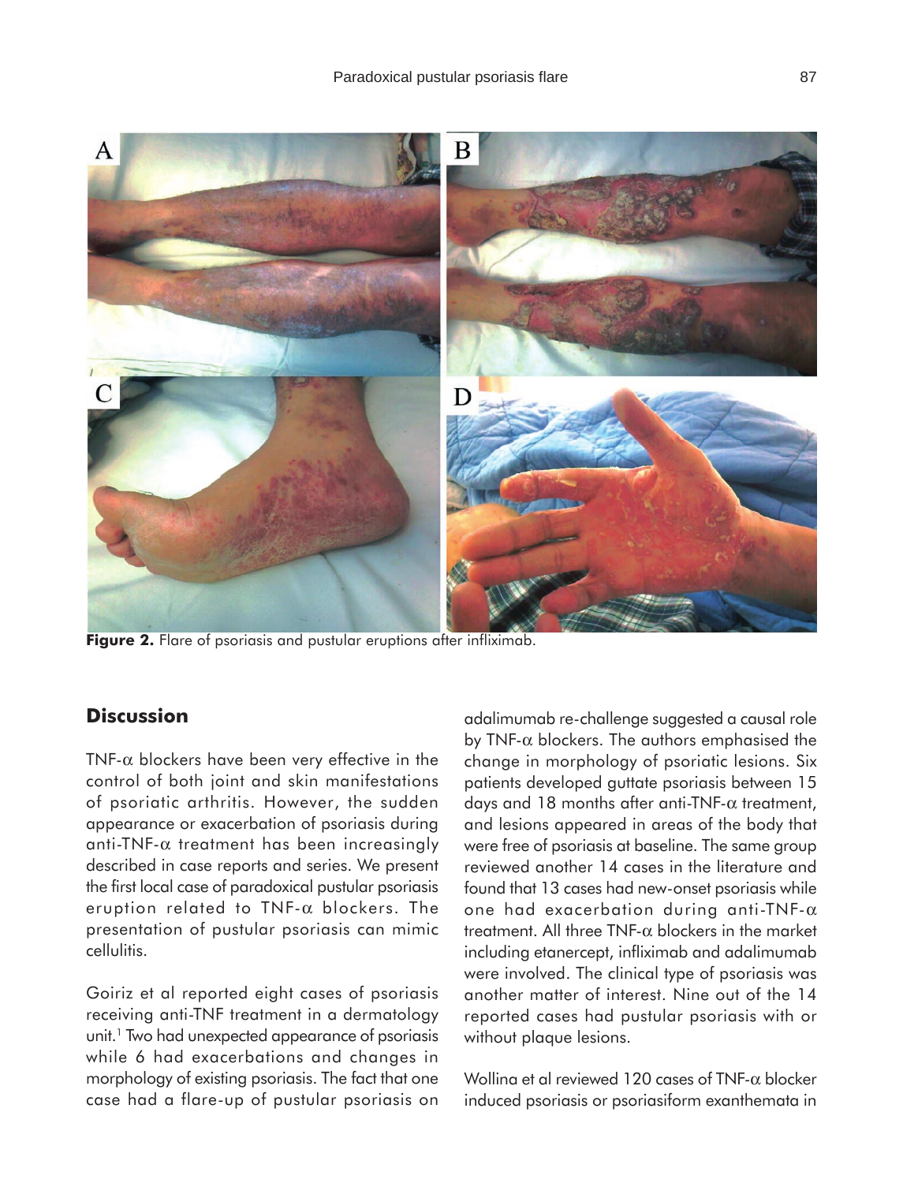**Figure 2.** Flare of psoriasis and pustular eruptions after infliximab.

## Discussion

TNF-α blockers have been very effective in the control of both joint and skin manifestations of psoriatic arthritis. However, the sudden appearance or exacerbation of psoriasis during anti-TNF-α treatment has been increasingly described in case reports and series. We present the first local case of paradoxical pustular psoriasis eruption related to TNF-α blockers. The presentation of pustular psoriasis can mimic cellulitis.

Goiriz et al reported eight cases of psoriasis receiving anti-TNF treatment in a dermatology unit.[1] Two had unexpected appearance of psoriasis while 6 had exacerbations and changes in morphology of existing psoriasis. The fact that one case had a flare-up of pustular psoriasis on adalimumab re-challenge suggested a causal role by TNF-α blockers. The authors emphasised the change in morphology of psoriatic lesions. Six patients developed guttate psoriasis between 15 days and 18 months after anti-TNF-α treatment, and lesions appeared in areas of the body that were free of psoriasis at baseline. The same group reviewed another 14 cases in the literature and found that 13 cases had new-onset psoriasis while one had exacerbation during anti-TNF-α treatment. All three TNF-α blockers in the market including etanercept, infliximab and adalimumab were involved. The clinical type of psoriasis was another matter of interest. Nine out of the 14 reported cases had pustular psoriasis with or without plaque lesions.

Wollina et al reviewed 120 cases of TNF-α blocker induced psoriasis or psoriasiform exanthemata in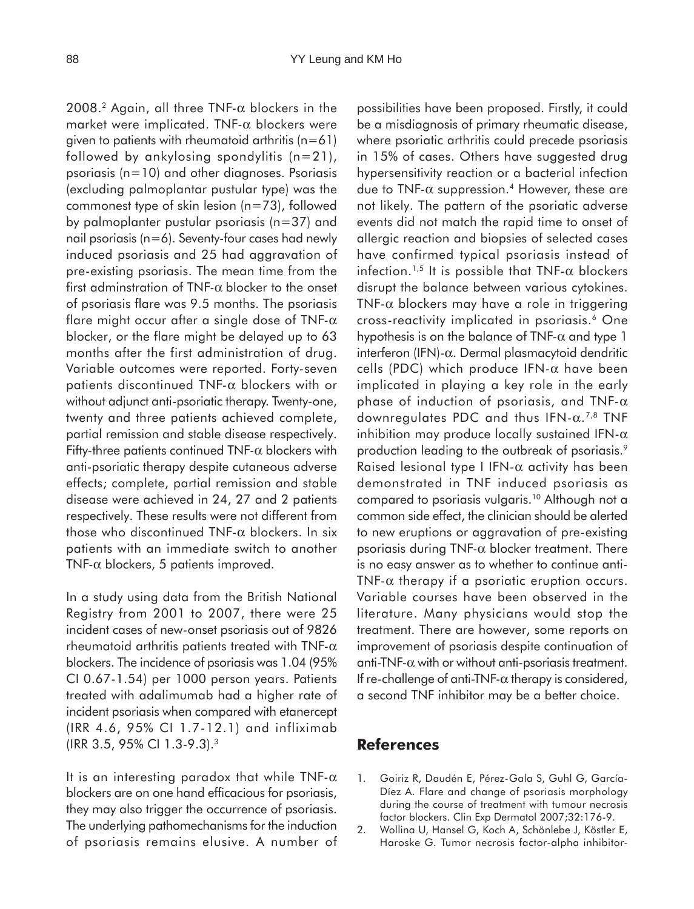2008.[2] Again, all three TNF-$\alpha$ blockers in the market were implicated. TNF-$\alpha$ blockers were given to patients with rheumatoid arthritis (n=61) followed by ankylosing spondylitis (n=21), psoriasis (n=10) and other diagnoses. Psoriasis (excluding palmoplantar pustular type) was the commonest type of skin lesion (n=73), followed by palmoplanter pustular psoriasis (n=37) and nail psoriasis (n=6). Seventy-four cases had newly induced psoriasis and 25 had aggravation of pre-existing psoriasis. The mean time from the first adminstration of TNF-$\alpha$ blocker to the onset of psoriasis flare was 9.5 months. The psoriasis flare might occur after a single dose of TNF-$\alpha$ blocker, or the flare might be delayed up to 63 months after the first administration of drug. Variable outcomes were reported. Forty-seven patients discontinued TNF-$\alpha$ blockers with or without adjunct anti-psoriatic therapy. Twenty-one, twenty and three patients achieved complete, partial remission and stable disease respectively. Fifty-three patients continued TNF-$\alpha$ blockers with anti-psoriatic therapy despite cutaneous adverse effects; complete, partial remission and stable disease were achieved in 24, 27 and 2 patients respectively. These results were not different from those who discontinued TNF-$\alpha$ blockers. In six patients with an immediate switch to another TNF-$\alpha$ blockers, 5 patients improved.

In a study using data from the British National Registry from 2001 to 2007, there were 25 incident cases of new-onset psoriasis out of 9826 rheumatoid arthritis patients treated with TNF-$\alpha$ blockers. The incidence of psoriasis was 1.04 (95% CI 0.67-1.54) per 1000 person years. Patients treated with adalimumab had a higher rate of incident psoriasis when compared with etanercept (IRR 4.6, 95% CI 1.7-12.1) and infliximab (IRR 3.5, 95% CI 1.3-9.3).[3]

It is an interesting paradox that while TNF-$\alpha$ blockers are on one hand efficacious for psoriasis, they may also trigger the occurrence of psoriasis. The underlying pathomechanisms for the induction of psoriasis remains elusive. A number of possibilities have been proposed. Firstly, it could be a misdiagnosis of primary rheumatic disease, where psoriatic arthritis could precede psoriasis in 15% of cases. Others have suggested drug hypersensitivity reaction or a bacterial infection due to TNF-$\alpha$ suppression.[4] However, these are not likely. The pattern of the psoriatic adverse events did not match the rapid time to onset of allergic reaction and biopsies of selected cases have confirmed typical psoriasis instead of infection.[1,5] It is possible that TNF-$\alpha$ blockers disrupt the balance between various cytokines. TNF-$\alpha$ blockers may have a role in triggering cross-reactivity implicated in psoriasis.[6] One hypothesis is on the balance of TNF-$\alpha$ and type 1 interferon (IFN)-$\alpha$. Dermal plasmacytoid dendritic cells (PDC) which produce IFN-$\alpha$ have been implicated in playing a key role in the early phase of induction of psoriasis, and TNF-$\alpha$ downregulates PDC and thus IFN-$\alpha$.[7,8] TNF inhibition may produce locally sustained IFN-$\alpha$ production leading to the outbreak of psoriasis.[9] Raised lesional type I IFN-$\alpha$ activity has been demonstrated in TNF induced psoriasis as compared to psoriasis vulgaris.[10] Although not a common side effect, the clinician should be alerted to new eruptions or aggravation of pre-existing psoriasis during TNF-$\alpha$ blocker treatment. There is no easy answer as to whether to continue anti-TNF-$\alpha$ therapy if a psoriatic eruption occurs. Variable courses have been observed in the literature. Many physicians would stop the treatment. There are however, some reports on improvement of psoriasis despite continuation of anti-TNF-$\alpha$ with or without anti-psoriasis treatment. If re-challenge of anti-TNF-$\alpha$ therapy is considered, a second TNF inhibitor may be a better choice.

## References

1. Goiriz R, Daudén E, Pérez-Gala S, Guhl G, García-Díez A. Flare and change of psoriasis morphology during the course of treatment with tumour necrosis factor blockers. Clin Exp Dermatol 2007;32:176-9.
2. Wollina U, Hansel G, Koch A, Schönlebe J, Köstler E, Haroske G. Tumor necrosis factor-alpha inhibitor-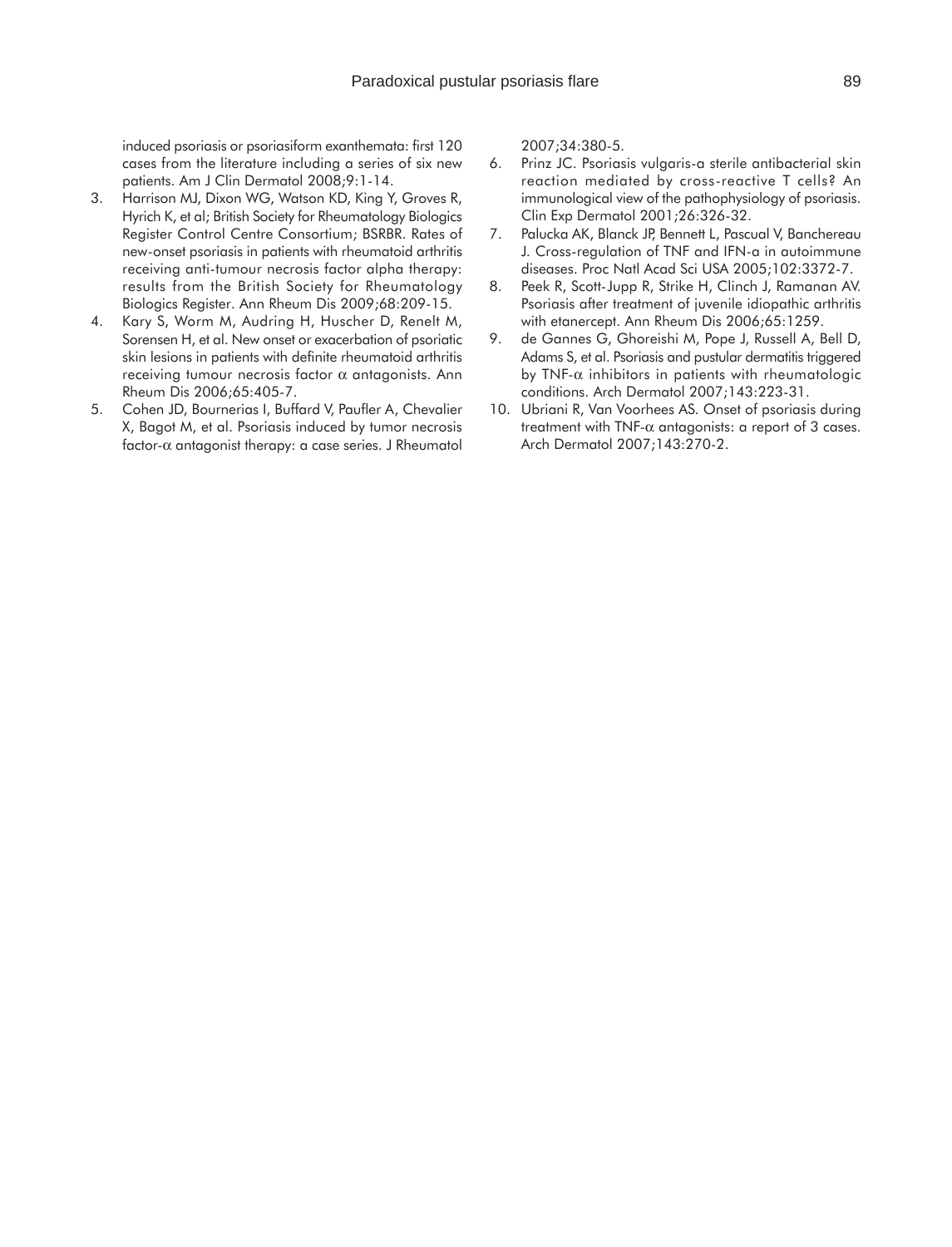induced psoriasis or psoriasiform exanthemata: first 120 cases from the literature including a series of six new patients. Am J Clin Dermatol 2008;9:1-14.

3. Harrison MJ, Dixon WG, Watson KD, King Y, Groves R, Hyrich K, et al; British Society for Rheumatology Biologics Register Control Centre Consortium; BSRBR. Rates of new-onset psoriasis in patients with rheumatoid arthritis receiving anti-tumour necrosis factor alpha therapy: results from the British Society for Rheumatology Biologics Register. Ann Rheum Dis 2009;68:209-15.
4. Kary S, Worm M, Audring H, Huscher D, Renelt M, Sorensen H, et al. New onset or exacerbation of psoriatic skin lesions in patients with definite rheumatoid arthritis receiving tumour necrosis factor α antagonists. Ann Rheum Dis 2006;65:405-7.
5. Cohen JD, Bournerias I, Buffard V, Paufler A, Chevalier X, Bagot M, et al. Psoriasis induced by tumor necrosis factor-α antagonist therapy: a case series. J Rheumatol 2007;34:380-5.
6. Prinz JC. Psoriasis vulgaris-a sterile antibacterial skin reaction mediated by cross-reactive T cells? An immunological view of the pathophysiology of psoriasis. Clin Exp Dermatol 2001;26:326-32.
7. Palucka AK, Blanck JP, Bennett L, Pascual V, Banchereau J. Cross-regulation of TNF and IFN-a in autoimmune diseases. Proc Natl Acad Sci USA 2005;102:3372-7.
8. Peek R, Scott-Jupp R, Strike H, Clinch J, Ramanan AV. Psoriasis after treatment of juvenile idiopathic arthritis with etanercept. Ann Rheum Dis 2006;65:1259.
9. de Gannes G, Ghoreishi M, Pope J, Russell A, Bell D, Adams S, et al. Psoriasis and pustular dermatitis triggered by TNF-α inhibitors in patients with rheumatologic conditions. Arch Dermatol 2007;143:223-31.
10. Ubriani R, Van Voorhees AS. Onset of psoriasis during treatment with TNF-α antagonists: a report of 3 cases. Arch Dermatol 2007;143:270-2.